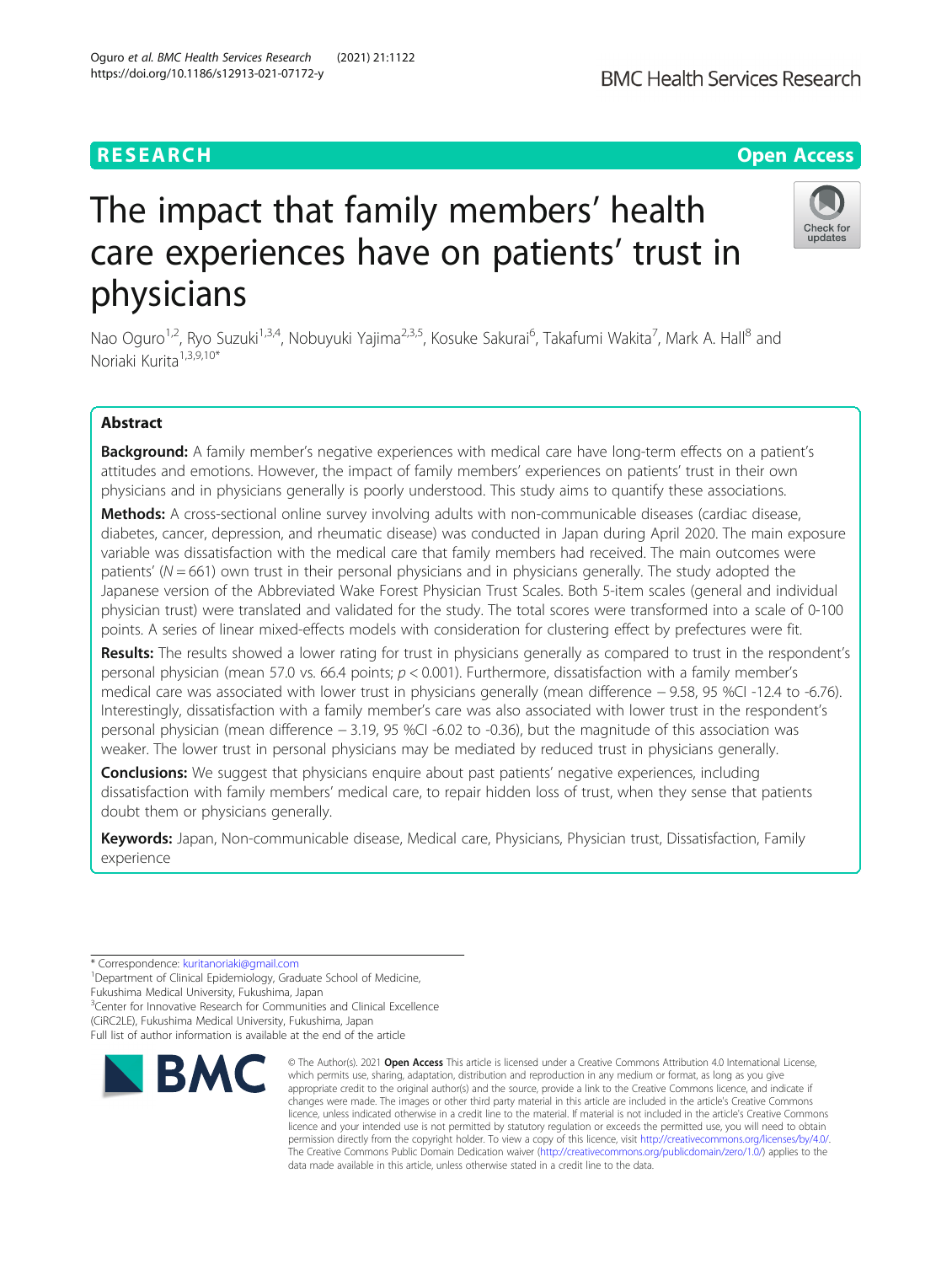# The impact that family members' health care experiences have on patients' trust in physicians

Nao Oguro[1,2], Ryo Suzuki[1,3,4], Nobuyuki Yajima[2,3,5], Kosuke Sakurai[6], Takafumi Wakita[7], Mark A. Hall[8] and Noriaki Kurita[1,3,9,10*]

## Abstract

**Background:** A family member's negative experiences with medical care have long-term effects on a patient's attitudes and emotions. However, the impact of family members' experiences on patients' trust in their own physicians and in physicians generally is poorly understood. This study aims to quantify these associations.

**Methods:** A cross-sectional online survey involving adults with non-communicable diseases (cardiac disease, diabetes, cancer, depression, and rheumatic disease) was conducted in Japan during April 2020. The main exposure variable was dissatisfaction with the medical care that family members had received. The main outcomes were patients' ($N = 661$) own trust in their personal physicians and in physicians generally. The study adopted the Japanese version of the Abbreviated Wake Forest Physician Trust Scales. Both 5-item scales (general and individual physician trust) were translated and validated for the study. The total scores were transformed into a scale of 0-100 points. A series of linear mixed-effects models with consideration for clustering effect by prefectures were fit.

**Results:** The results showed a lower rating for trust in physicians generally as compared to trust in the respondent's personal physician (mean 57.0 vs. 66.4 points; $p < 0.001$). Furthermore, dissatisfaction with a family member's medical care was associated with lower trust in physicians generally (mean difference − 9.58, 95 %CI -12.4 to -6.76). Interestingly, dissatisfaction with a family member's care was also associated with lower trust in the respondent's personal physician (mean difference − 3.19, 95 %CI -6.02 to -0.36), but the magnitude of this association was weaker. The lower trust in personal physicians may be mediated by reduced trust in physicians generally.

**Conclusions:** We suggest that physicians enquire about past patients' negative experiences, including dissatisfaction with family members' medical care, to repair hidden loss of trust, when they sense that patients doubt them or physicians generally.

**Keywords:** Japan, Non-communicable disease, Medical care, Physicians, Physician trust, Dissatisfaction, Family experience

---

* Correspondence: kuritanoriaki@gmail.com
[1]Department of Clinical Epidemiology, Graduate School of Medicine, Fukushima Medical University, Fukushima, Japan
[3]Center for Innovative Research for Communities and Clinical Excellence (CiRC2LE), Fukushima Medical University, Fukushima, Japan
Full list of author information is available at the end of the article

© The Author(s). 2021 **Open Access** This article is licensed under a Creative Commons Attribution 4.0 International License, which permits use, sharing, adaptation, distribution and reproduction in any medium or format, as long as you give appropriate credit to the original author(s) and the source, provide a link to the Creative Commons licence, and indicate if changes were made. The images or other third party material in this article are included in the article's Creative Commons licence, unless indicated otherwise in a credit line to the material. If material is not included in the article's Creative Commons licence and your intended use is not permitted by statutory regulation or exceeds the permitted use, you will need to obtain permission directly from the copyright holder. To view a copy of this licence, visit http://creativecommons.org/licenses/by/4.0/. The Creative Commons Public Domain Dedication waiver (http://creativecommons.org/publicdomain/zero/1.0/) applies to the data made available in this article, unless otherwise stated in a credit line to the data.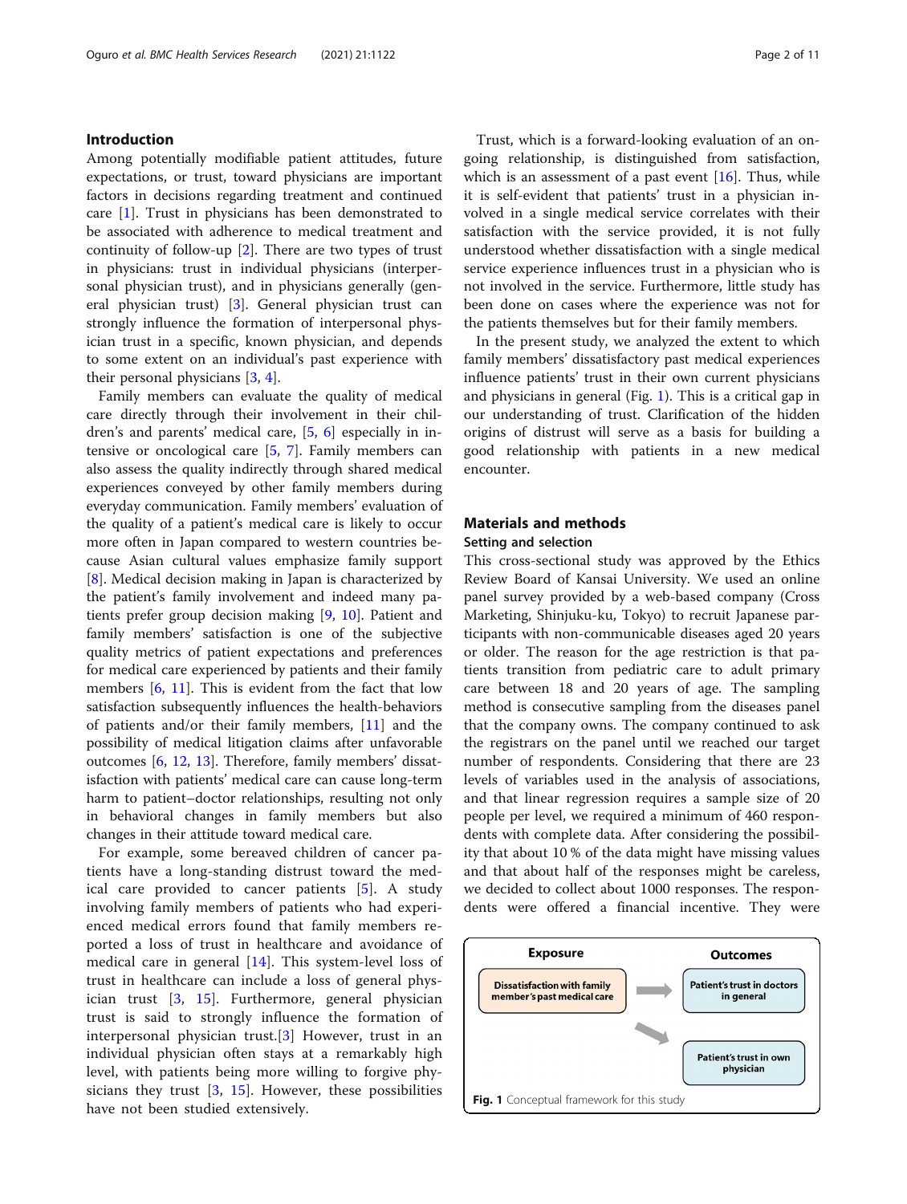## Introduction

Among potentially modifiable patient attitudes, future expectations, or trust, toward physicians are important factors in decisions regarding treatment and continued care [1]. Trust in physicians has been demonstrated to be associated with adherence to medical treatment and continuity of follow-up [2]. There are two types of trust in physicians: trust in individual physicians (interpersonal physician trust), and in physicians generally (general physician trust) [3]. General physician trust can strongly influence the formation of interpersonal physician trust in a specific, known physician, and depends to some extent on an individual's past experience with their personal physicians [3, 4].

Family members can evaluate the quality of medical care directly through their involvement in their children's and parents' medical care, [5, 6] especially in intensive or oncological care [5, 7]. Family members can also assess the quality indirectly through shared medical experiences conveyed by other family members during everyday communication. Family members' evaluation of the quality of a patient's medical care is likely to occur more often in Japan compared to western countries because Asian cultural values emphasize family support [8]. Medical decision making in Japan is characterized by the patient's family involvement and indeed many patients prefer group decision making [9, 10]. Patient and family members' satisfaction is one of the subjective quality metrics of patient expectations and preferences for medical care experienced by patients and their family members [6, 11]. This is evident from the fact that low satisfaction subsequently influences the health-behaviors of patients and/or their family members, [11] and the possibility of medical litigation claims after unfavorable outcomes [6, 12, 13]. Therefore, family members' dissatisfaction with patients' medical care can cause long-term harm to patient–doctor relationships, resulting not only in behavioral changes in family members but also changes in their attitude toward medical care.

For example, some bereaved children of cancer patients have a long-standing distrust toward the medical care provided to cancer patients [5]. A study involving family members of patients who had experienced medical errors found that family members reported a loss of trust in healthcare and avoidance of medical care in general [14]. This system-level loss of trust in healthcare can include a loss of general physician trust [3, 15]. Furthermore, general physician trust is said to strongly influence the formation of interpersonal physician trust.[3] However, trust in an individual physician often stays at a remarkably high level, with patients being more willing to forgive physicians they trust [3, 15]. However, these possibilities have not been studied extensively.

Trust, which is a forward-looking evaluation of an ongoing relationship, is distinguished from satisfaction, which is an assessment of a past event [16]. Thus, while it is self-evident that patients' trust in a physician involved in a single medical service correlates with their satisfaction with the service provided, it is not fully understood whether dissatisfaction with a single medical service experience influences trust in a physician who is not involved in the service. Furthermore, little study has been done on cases where the experience was not for the patients themselves but for their family members.

In the present study, we analyzed the extent to which family members' dissatisfactory past medical experiences influence patients' trust in their own current physicians and physicians in general (Fig. 1). This is a critical gap in our understanding of trust. Clarification of the hidden origins of distrust will serve as a basis for building a good relationship with patients in a new medical encounter.

## Materials and methods

### Setting and selection

This cross-sectional study was approved by the Ethics Review Board of Kansai University. We used an online panel survey provided by a web-based company (Cross Marketing, Shinjuku-ku, Tokyo) to recruit Japanese participants with non-communicable diseases aged 20 years or older. The reason for the age restriction is that patients transition from pediatric care to adult primary care between 18 and 20 years of age. The sampling method is consecutive sampling from the diseases panel that the company owns. The company continued to ask the registrars on the panel until we reached our target number of respondents. Considering that there are 23 levels of variables used in the analysis of associations, and that linear regression requires a sample size of 20 people per level, we required a minimum of 460 respondents with complete data. After considering the possibility that about 10 % of the data might have missing values and that about half of the responses might be careless, we decided to collect about 1000 responses. The respondents were offered a financial incentive. They were

| Exposure | | Outcomes |
|---|---|---|
| Dissatisfaction with family member's past medical care | → | Patient's trust in doctors in general |
| | ↘ | Patient's trust in own physician |

**Fig. 1** Conceptual framework for this study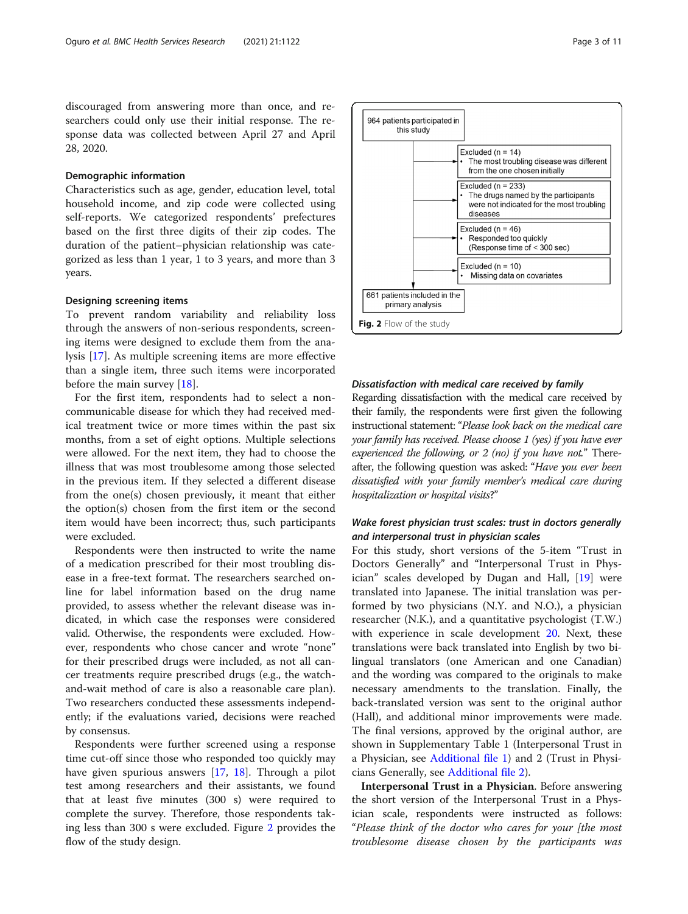discouraged from answering more than once, and researchers could only use their initial response. The response data was collected between April 27 and April 28, 2020.

### Demographic information

Characteristics such as age, gender, education level, total household income, and zip code were collected using self-reports. We categorized respondents' prefectures based on the first three digits of their zip codes. The duration of the patient–physician relationship was categorized as less than 1 year, 1 to 3 years, and more than 3 years.

### Designing screening items

To prevent random variability and reliability loss through the answers of non-serious respondents, screening items were designed to exclude them from the analysis [17]. As multiple screening items are more effective than a single item, three such items were incorporated before the main survey [18].

For the first item, respondents had to select a non-communicable disease for which they had received medical treatment twice or more times within the past six months, from a set of eight options. Multiple selections were allowed. For the next item, they had to choose the illness that was most troublesome among those selected in the previous item. If they selected a different disease from the one(s) chosen previously, it meant that either the option(s) chosen from the first item or the second item would have been incorrect; thus, such participants were excluded.

Respondents were then instructed to write the name of a medication prescribed for their most troubling disease in a free-text format. The researchers searched online for label information based on the drug name provided, to assess whether the relevant disease was indicated, in which case the responses were considered valid. Otherwise, the respondents were excluded. However, respondents who chose cancer and wrote "none" for their prescribed drugs were included, as not all cancer treatments require prescribed drugs (e.g., the watch-and-wait method of care is also a reasonable care plan). Two researchers conducted these assessments independently; if the evaluations varied, decisions were reached by consensus.

Respondents were further screened using a response time cut-off since those who responded too quickly may have given spurious answers [17, 18]. Through a pilot test among researchers and their assistants, we found that at least five minutes (300 s) were required to complete the survey. Therefore, those respondents taking less than 300 s were excluded. Figure 2 provides the flow of the study design.

964 patients participated in this study

- Excluded (n = 14)
  - The most troubling disease was different from the one chosen initially
- Excluded (n = 233)
  - The drugs named by the participants were not indicated for the most troubling diseases
- Excluded (n = 46)
  - Responded too quickly (Response time of < 300 sec)
- Excluded (n = 10)
  - Missing data on covariates

661 patients included in the primary analysis

**Fig. 2** Flow of the study

#### *Dissatisfaction with medical care received by family*

Regarding dissatisfaction with the medical care received by their family, the respondents were first given the following instructional statement: "*Please look back on the medical care your family has received. Please choose 1 (yes) if you have ever experienced the following, or 2 (no) if you have not.*" Thereafter, the following question was asked: "*Have you ever been dissatisfied with your family member's medical care during hospitalization or hospital visits?*"

#### *Wake forest physician trust scales: trust in doctors generally and interpersonal trust in physician scales*

For this study, short versions of the 5-item "Trust in Doctors Generally" and "Interpersonal Trust in Physician" scales developed by Dugan and Hall, [19] were translated into Japanese. The initial translation was performed by two physicians (N.Y. and N.O.), a physician researcher (N.K.), and a quantitative psychologist (T.W.) with experience in scale development 20. Next, these translations were back translated into English by two bilingual translators (one American and one Canadian) and the wording was compared to the originals to make necessary amendments to the translation. Finally, the back-translated version was sent to the original author (Hall), and additional minor improvements were made. The final versions, approved by the original author, are shown in Supplementary Table 1 (Interpersonal Trust in a Physician, see Additional file 1) and 2 (Trust in Physicians Generally, see Additional file 2).

**Interpersonal Trust in a Physician**. Before answering the short version of the Interpersonal Trust in a Physician scale, respondents were instructed as follows: "*Please think of the doctor who cares for your [the most troublesome disease chosen by the participants was*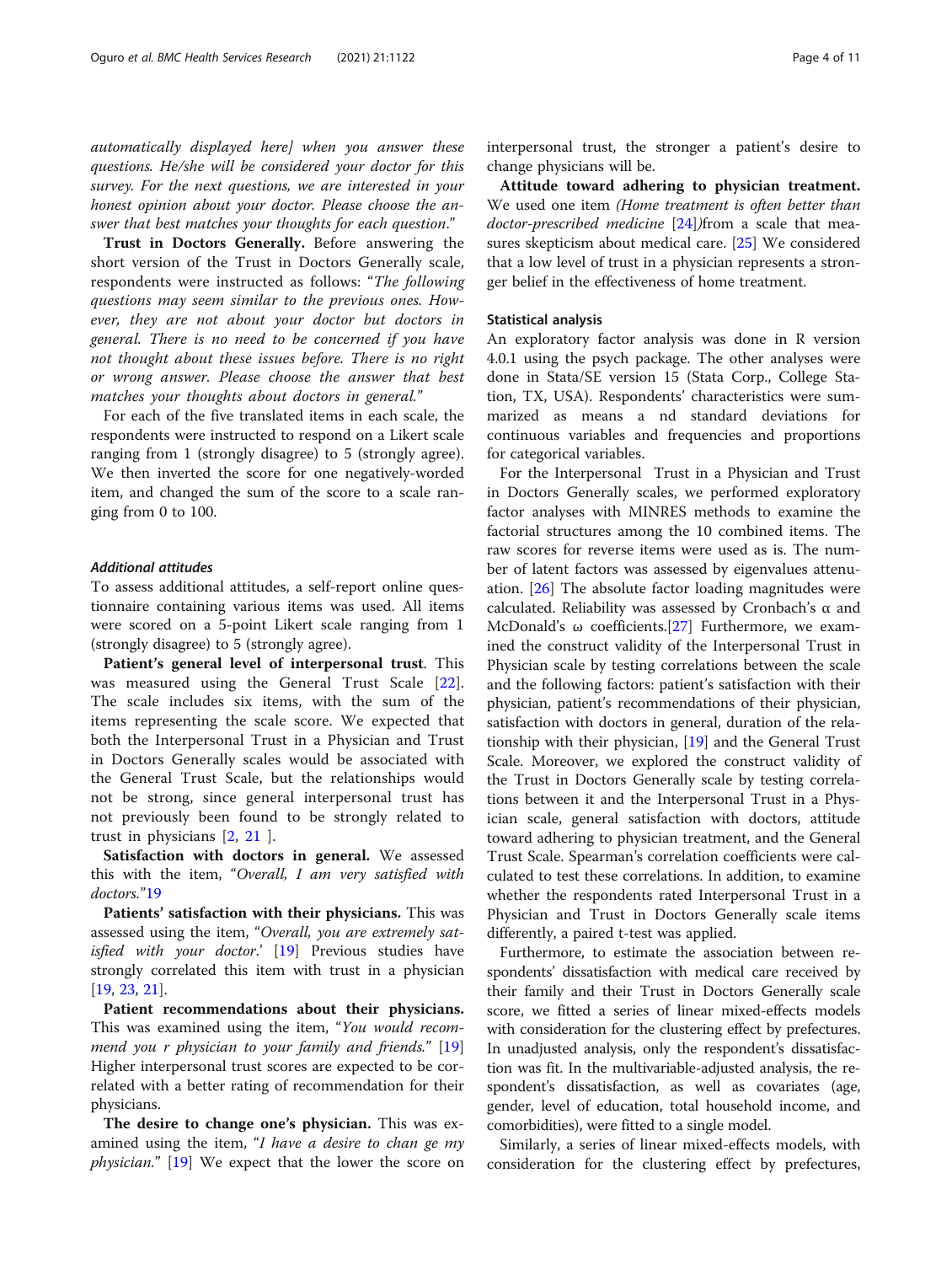*automatically displayed here] when you answer these questions. He/she will be considered your doctor for this survey. For the next questions, we are interested in your honest opinion about your doctor. Please choose the answer that best matches your thoughts for each question."*

**Trust in Doctors Generally.** Before answering the short version of the Trust in Doctors Generally scale, respondents were instructed as follows: "*The following questions may seem similar to the previous ones. However, they are not about your doctor but doctors in general. There is no need to be concerned if you have not thought about these issues before. There is no right or wrong answer. Please choose the answer that best matches your thoughts about doctors in general.*"

For each of the five translated items in each scale, the respondents were instructed to respond on a Likert scale ranging from 1 (strongly disagree) to 5 (strongly agree). We then inverted the score for one negatively-worded item, and changed the sum of the score to a scale ranging from 0 to 100.

#### *Additional attitudes*

To assess additional attitudes, a self-report online questionnaire containing various items was used. All items were scored on a 5-point Likert scale ranging from 1 (strongly disagree) to 5 (strongly agree).

**Patient's general level of interpersonal trust**. This was measured using the General Trust Scale [22]. The scale includes six items, with the sum of the items representing the scale score. We expected that both the Interpersonal Trust in a Physician and Trust in Doctors Generally scales would be associated with the General Trust Scale, but the relationships would not be strong, since general interpersonal trust has not previously been found to be strongly related to trust in physicians [2, 21 ].

**Satisfaction with doctors in general.** We assessed this with the item, "*Overall, I am very satisfied with doctors.*"19

**Patients' satisfaction with their physicians.** This was assessed using the item, "*Overall, you are extremely satisfied with your doctor*.' [19] Previous studies have strongly correlated this item with trust in a physician [19, 23, 21].

**Patient recommendations about their physicians.** This was examined using the item, "*You would recommend you r physician to your family and friends.*" [19] Higher interpersonal trust scores are expected to be correlated with a better rating of recommendation for their physicians.

**The desire to change one's physician.** This was examined using the item, "*I have a desire to chan ge my physician.*" [19] We expect that the lower the score on interpersonal trust, the stronger a patient's desire to change physicians will be.

**Attitude toward adhering to physician treatment.** We used one item *(Home treatment is often better than doctor-prescribed medicine* [24]*)*from a scale that measures skepticism about medical care. [25] We considered that a low level of trust in a physician represents a stronger belief in the effectiveness of home treatment.

### Statistical analysis

An exploratory factor analysis was done in R version 4.0.1 using the psych package. The other analyses were done in Stata/SE version 15 (Stata Corp., College Station, TX, USA). Respondents' characteristics were summarized as means a nd standard deviations for continuous variables and frequencies and proportions for categorical variables.

For the Interpersonal Trust in a Physician and Trust in Doctors Generally scales, we performed exploratory factor analyses with MINRES methods to examine the factorial structures among the 10 combined items. The raw scores for reverse items were used as is. The number of latent factors was assessed by eigenvalues attenuation. [26] The absolute factor loading magnitudes were calculated. Reliability was assessed by Cronbach's α and McDonald's ω coefficients.[27] Furthermore, we examined the construct validity of the Interpersonal Trust in Physician scale by testing correlations between the scale and the following factors: patient's satisfaction with their physician, patient's recommendations of their physician, satisfaction with doctors in general, duration of the relationship with their physician, [19] and the General Trust Scale. Moreover, we explored the construct validity of the Trust in Doctors Generally scale by testing correlations between it and the Interpersonal Trust in a Physician scale, general satisfaction with doctors, attitude toward adhering to physician treatment, and the General Trust Scale. Spearman's correlation coefficients were calculated to test these correlations. In addition, to examine whether the respondents rated Interpersonal Trust in a Physician and Trust in Doctors Generally scale items differently, a paired t-test was applied.

Furthermore, to estimate the association between respondents' dissatisfaction with medical care received by their family and their Trust in Doctors Generally scale score, we fitted a series of linear mixed-effects models with consideration for the clustering effect by prefectures. In unadjusted analysis, only the respondent's dissatisfaction was fit. In the multivariable-adjusted analysis, the respondent's dissatisfaction, as well as covariates (age, gender, level of education, total household income, and comorbidities), were fitted to a single model.

Similarly, a series of linear mixed-effects models, with consideration for the clustering effect by prefectures,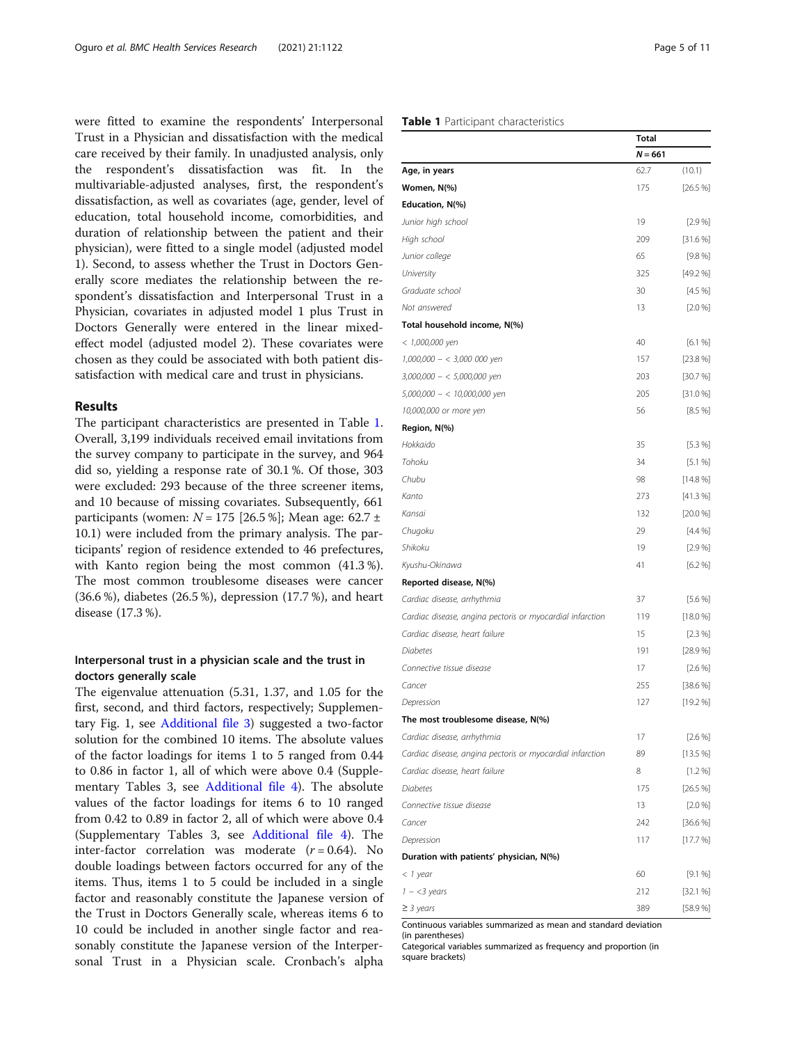were fitted to examine the respondents' Interpersonal Trust in a Physician and dissatisfaction with the medical care received by their family. In unadjusted analysis, only the respondent's dissatisfaction was fit. In the multivariable-adjusted analyses, first, the respondent's dissatisfaction, as well as covariates (age, gender, level of education, total household income, comorbidities, and duration of relationship between the patient and their physician), were fitted to a single model (adjusted model 1). Second, to assess whether the Trust in Doctors Generally score mediates the relationship between the respondent's dissatisfaction and Interpersonal Trust in a Physician, covariates in adjusted model 1 plus Trust in Doctors Generally were entered in the linear mixed-effect model (adjusted model 2). These covariates were chosen as they could be associated with both patient dissatisfaction with medical care and trust in physicians.

## Results

The participant characteristics are presented in Table 1. Overall, 3,199 individuals received email invitations from the survey company to participate in the survey, and 964 did so, yielding a response rate of 30.1 %. Of those, 303 were excluded: 293 because of the three screener items, and 10 because of missing covariates. Subsequently, 661 participants (women: $N = 175$ [26.5 %]; Mean age: 62.7 ± 10.1) were included from the primary analysis. The participants' region of residence extended to 46 prefectures, with Kanto region being the most common (41.3 %). The most common troublesome diseases were cancer (36.6 %), diabetes (26.5 %), depression (17.7 %), and heart disease (17.3 %).

### Interpersonal trust in a physician scale and the trust in doctors generally scale

The eigenvalue attenuation (5.31, 1.37, and 1.05 for the first, second, and third factors, respectively; Supplementary Fig. 1, see Additional file 3) suggested a two-factor solution for the combined 10 items. The absolute values of the factor loadings for items 1 to 5 ranged from 0.44 to 0.86 in factor 1, all of which were above 0.4 (Supplementary Tables 3, see Additional file 4). The absolute values of the factor loadings for items 6 to 10 ranged from 0.42 to 0.89 in factor 2, all of which were above 0.4 (Supplementary Tables 3, see Additional file 4). The inter-factor correlation was moderate ($r = 0.64$). No double loadings between factors occurred for any of the items. Thus, items 1 to 5 could be included in a single factor and reasonably constitute the Japanese version of the Trust in Doctors Generally scale, whereas items 6 to 10 could be included in another single factor and reasonably constitute the Japanese version of the Interpersonal Trust in a Physician scale. Cronbach's alpha

**Table 1** Participant characteristics

| | Total | |
|---|---|---|
| | $N = 661$ | |
| **Age, in years** | 62.7 | (10.1) |
| **Women, N(%)** | 175 | [26.5 %] |
| **Education, N(%)** | | |
| *Junior high school* | 19 | [2.9 %] |
| *High school* | 209 | [31.6 %] |
| *Junior college* | 65 | [9.8 %] |
| *University* | 325 | [49.2 %] |
| *Graduate school* | 30 | [4.5 %] |
| *Not answered* | 13 | [2.0 %] |
| **Total household income, N(%)** | | |
| *< 1,000,000 yen* | 40 | [6.1 %] |
| *1,000,000 – < 3,000 000 yen* | 157 | [23.8 %] |
| *3,000,000 – < 5,000,000 yen* | 203 | [30.7 %] |
| *5,000,000 – < 10,000,000 yen* | 205 | [31.0 %] |
| *10,000,000 or more yen* | 56 | [8.5 %] |
| **Region, N(%)** | | |
| *Hokkaido* | 35 | [5.3 %] |
| *Tohoku* | 34 | [5.1 %] |
| *Chubu* | 98 | [14.8 %] |
| *Kanto* | 273 | [41.3 %] |
| *Kansai* | 132 | [20.0 %] |
| *Chugoku* | 29 | [4.4 %] |
| *Shikoku* | 19 | [2.9 %] |
| *Kyushu-Okinawa* | 41 | [6.2 %] |
| **Reported disease, N(%)** | | |
| *Cardiac disease, arrhythmia* | 37 | [5.6 %] |
| *Cardiac disease, angina pectoris or myocardial infarction* | 119 | [18.0 %] |
| *Cardiac disease, heart failure* | 15 | [2.3 %] |
| *Diabetes* | 191 | [28.9 %] |
| *Connective tissue disease* | 17 | [2.6 %] |
| *Cancer* | 255 | [38.6 %] |
| *Depression* | 127 | [19.2 %] |
| **The most troublesome disease, N(%)** | | |
| *Cardiac disease, arrhythmia* | 17 | [2.6 %] |
| *Cardiac disease, angina pectoris or myocardial infarction* | 89 | [13.5 %] |
| *Cardiac disease, heart failure* | 8 | [1.2 %] |
| *Diabetes* | 175 | [26.5 %] |
| *Connective tissue disease* | 13 | [2.0 %] |
| *Cancer* | 242 | [36.6 %] |
| *Depression* | 117 | [17.7 %] |
| **Duration with patients' physician, N(%)** | | |
| *< 1 year* | 60 | [9.1 %] |
| *1 – <3 years* | 212 | [32.1 %] |
| *≥ 3 years* | 389 | [58.9 %] |

Continuous variables summarized as mean and standard deviation (in parentheses)
Categorical variables summarized as frequency and proportion (in square brackets)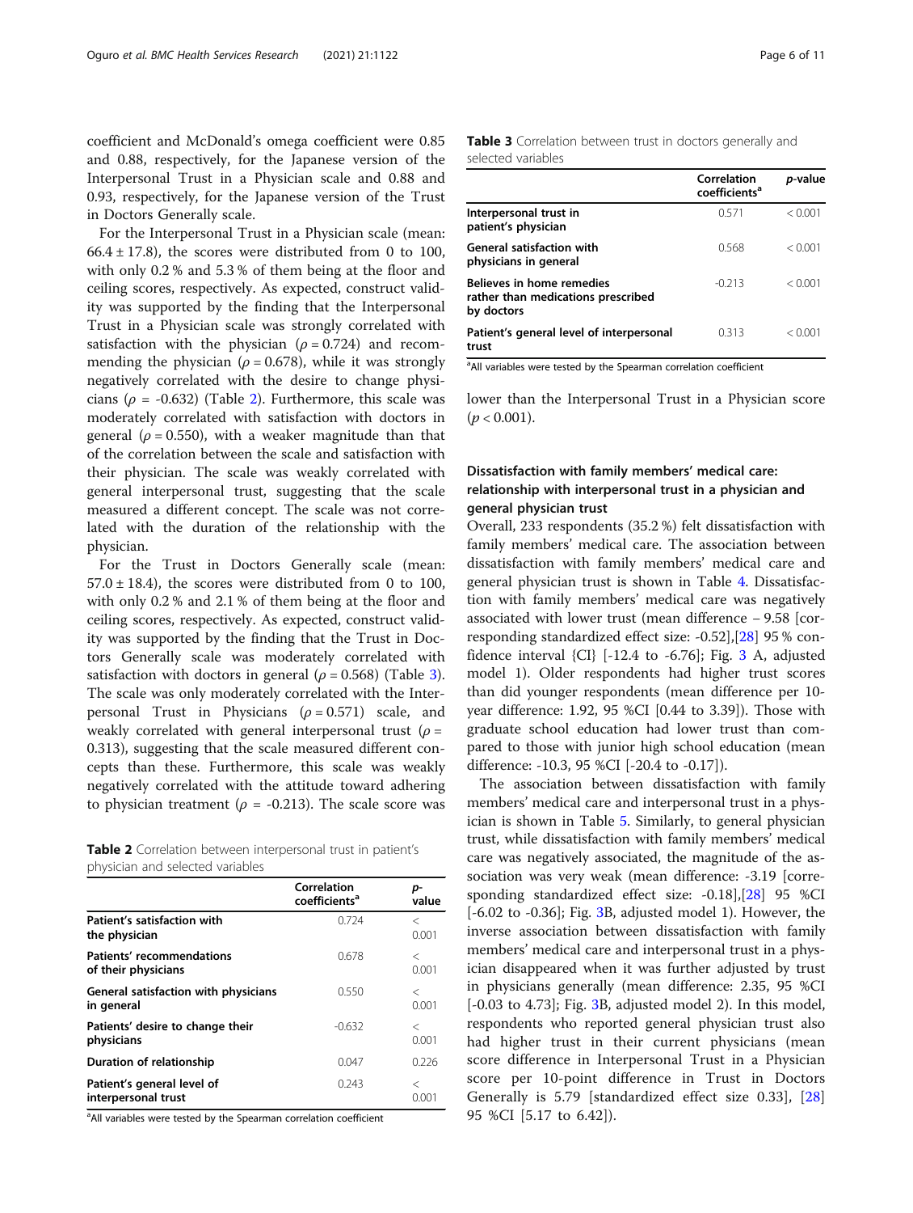coefficient and McDonald's omega coefficient were 0.85 and 0.88, respectively, for the Japanese version of the Interpersonal Trust in a Physician scale and 0.88 and 0.93, respectively, for the Japanese version of the Trust in Doctors Generally scale.

For the Interpersonal Trust in a Physician scale (mean: $66.4 \pm 17.8$), the scores were distributed from 0 to 100, with only 0.2 % and 5.3 % of them being at the floor and ceiling scores, respectively. As expected, construct validity was supported by the finding that the Interpersonal Trust in a Physician scale was strongly correlated with satisfaction with the physician ($\rho = 0.724$) and recommending the physician ($\rho = 0.678$), while it was strongly negatively correlated with the desire to change physicians ($\rho$ = -0.632) (Table 2). Furthermore, this scale was moderately correlated with satisfaction with doctors in general ($\rho = 0.550$), with a weaker magnitude than that of the correlation between the scale and satisfaction with their physician. The scale was weakly correlated with general interpersonal trust, suggesting that the scale measured a different concept. The scale was not correlated with the duration of the relationship with the physician.

For the Trust in Doctors Generally scale (mean: $57.0 \pm 18.4$), the scores were distributed from 0 to 100, with only 0.2 % and 2.1 % of them being at the floor and ceiling scores, respectively. As expected, construct validity was supported by the finding that the Trust in Doctors Generally scale was moderately correlated with satisfaction with doctors in general ($\rho = 0.568$) (Table 3). The scale was only moderately correlated with the Interpersonal Trust in Physicians ($\rho = 0.571$) scale, and weakly correlated with general interpersonal trust ($\rho$ = 0.313), suggesting that the scale measured different concepts than these. Furthermore, this scale was weakly negatively correlated with the attitude toward adhering to physician treatment ($\rho$ = -0.213). The scale score was lower than the Interpersonal Trust in a Physician score ($p < 0.001$).

**Table 2** Correlation between interpersonal trust in patient's physician and selected variables

| | Correlation coefficients[a] | p-value |
|---|---|---|
| **Patient's satisfaction with the physician** | 0.724 | < 0.001 |
| **Patients' recommendations of their physicians** | 0.678 | < 0.001 |
| **General satisfaction with physicians in general** | 0.550 | < 0.001 |
| **Patients' desire to change their physicians** | -0.632 | < 0.001 |
| **Duration of relationship** | 0.047 | 0.226 |
| **Patient's general level of interpersonal trust** | 0.243 | < 0.001 |

[a]All variables were tested by the Spearman correlation coefficient

**Table 3** Correlation between trust in doctors generally and selected variables

| | Correlation coefficients[a] | p-value |
|---|---|---|
| **Interpersonal trust in patient's physician** | 0.571 | < 0.001 |
| **General satisfaction with physicians in general** | 0.568 | < 0.001 |
| **Believes in home remedies rather than medications prescribed by doctors** | -0.213 | < 0.001 |
| **Patient's general level of interpersonal trust** | 0.313 | < 0.001 |

[a]All variables were tested by the Spearman correlation coefficient

## Dissatisfaction with family members' medical care: relationship with interpersonal trust in a physician and general physician trust

Overall, 233 respondents (35.2 %) felt dissatisfaction with family members' medical care. The association between dissatisfaction with family members' medical care and general physician trust is shown in Table 4. Dissatisfaction with family members' medical care was negatively associated with lower trust (mean difference – 9.58 [corresponding standardized effect size: -0.52],[28] 95 % confidence interval {CI} [-12.4 to -6.76]; Fig. 3 A, adjusted model 1). Older respondents had higher trust scores than did younger respondents (mean difference per 10-year difference: 1.92, 95 %CI [0.44 to 3.39]). Those with graduate school education had lower trust than compared to those with junior high school education (mean difference: -10.3, 95 %CI [-20.4 to -0.17]).

The association between dissatisfaction with family members' medical care and interpersonal trust in a physician is shown in Table 5. Similarly, to general physician trust, while dissatisfaction with family members' medical care was negatively associated, the magnitude of the association was very weak (mean difference: -3.19 [corresponding standardized effect size: -0.18],[28] 95 %CI [-6.02 to -0.36]; Fig. 3B, adjusted model 1). However, the inverse association between dissatisfaction with family members' medical care and interpersonal trust in a physician disappeared when it was further adjusted by trust in physicians generally (mean difference: 2.35, 95 %CI [-0.03 to 4.73]; Fig. 3B, adjusted model 2). In this model, respondents who reported general physician trust also had higher trust in their current physicians (mean score difference in Interpersonal Trust in a Physician score per 10-point difference in Trust in Doctors Generally is 5.79 [standardized effect size 0.33], [28] 95 %CI [5.17 to 6.42]).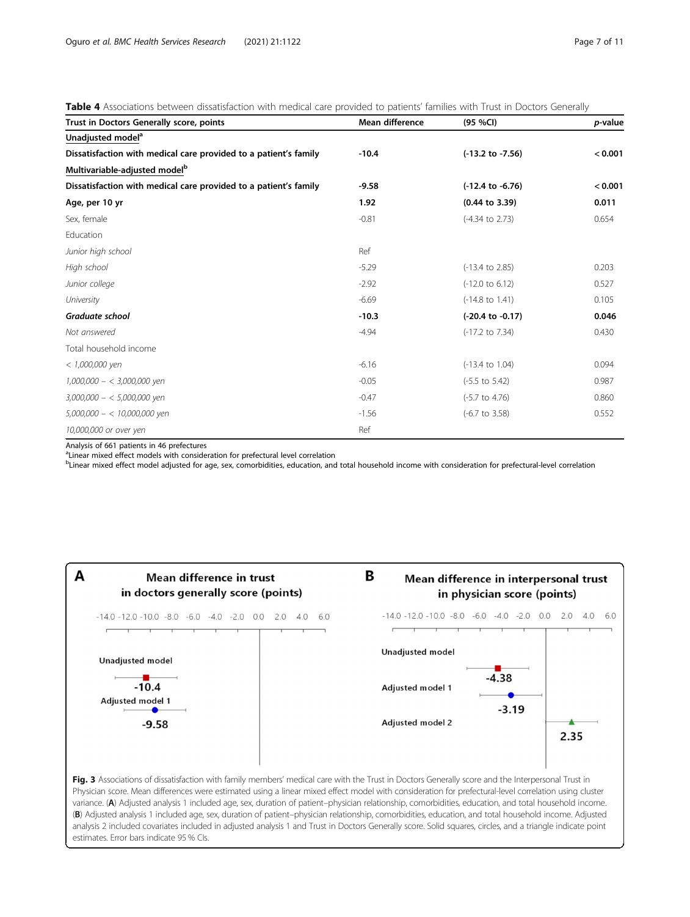**Table 4** Associations between dissatisfaction with medical care provided to patients' families with Trust in Doctors Generally

| Trust in Doctors Generally score, points | Mean difference | (95 %CI) | *p*-value |
|---|---|---|---|
| **Unadjusted model[a]** | | | |
| **Dissatisfaction with medical care provided to a patient's family** | **-10.4** | **(-13.2 to -7.56)** | **< 0.001** |
| **Multivariable-adjusted model[b]** | | | |
| **Dissatisfaction with medical care provided to a patient's family** | **-9.58** | **(-12.4 to -6.76)** | **< 0.001** |
| **Age, per 10 yr** | **1.92** | **(0.44 to 3.39)** | **0.011** |
| Sex, female | -0.81 | (-4.34 to 2.73) | 0.654 |
| Education | | | |
| *Junior high school* | Ref | | |
| *High school* | -5.29 | (-13.4 to 2.85) | 0.203 |
| *Junior college* | -2.92 | (-12.0 to 6.12) | 0.527 |
| *University* | -6.69 | (-14.8 to 1.41) | 0.105 |
| ***Graduate school*** | **-10.3** | **(-20.4 to -0.17)** | **0.046** |
| *Not answered* | -4.94 | (-17.2 to 7.34) | 0.430 |
| Total household income | | | |
| *< 1,000,000 yen* | -6.16 | (-13.4 to 1.04) | 0.094 |
| *1,000,000 – < 3,000,000 yen* | -0.05 | (-5.5 to 5.42) | 0.987 |
| *3,000,000 – < 5,000,000 yen* | -0.47 | (-5.7 to 4.76) | 0.860 |
| *5,000,000 – < 10,000,000 yen* | -1.56 | (-6.7 to 3.58) | 0.552 |
| *10,000,000 or over yen* | Ref | | |

Analysis of 661 patients in 46 prefectures

[a]Linear mixed effect models with consideration for prefectural level correlation

[b]Linear mixed effect model adjusted for age, sex, comorbidities, education, and total household income with consideration for prefectural-level correlation

**Fig. 3** Associations of dissatisfaction with family members' medical care with the Trust in Doctors Generally score and the Interpersonal Trust in Physician score. Mean differences were estimated using a linear mixed effect model with consideration for prefectural-level correlation using cluster variance. (**A**) Adjusted analysis 1 included age, sex, duration of patient–physician relationship, comorbidities, education, and total household income. (**B**) Adjusted analysis 1 included age, sex, duration of patient–physician relationship, comorbidities, education, and total household income. Adjusted analysis 2 included covariates included in adjusted analysis 1 and Trust in Doctors Generally score. Solid squares, circles, and a triangle indicate point estimates. Error bars indicate 95 % CIs.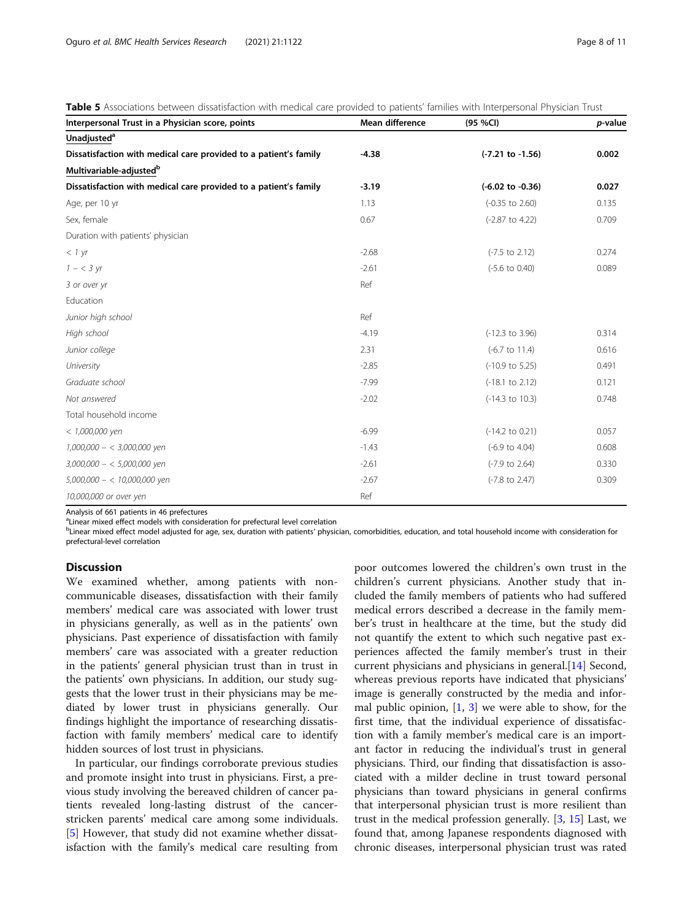**Table 5** Associations between dissatisfaction with medical care provided to patients' families with Interpersonal Physician Trust

| Interpersonal Trust in a Physician score, points | Mean difference | (95 %CI) | *p*-value |
|---|---|---|---|
| **Unadjusted[a]** | | | |
| **Dissatisfaction with medical care provided to a patient's family** | **-4.38** | **(-7.21 to -1.56)** | **0.002** |
| **Multivariable-adjusted[b]** | | | |
| **Dissatisfaction with medical care provided to a patient's family** | **-3.19** | **(-6.02 to -0.36)** | **0.027** |
| Age, per 10 yr | 1.13 | (-0.35 to 2.60) | 0.135 |
| Sex, female | 0.67 | (-2.87 to 4.22) | 0.709 |
| Duration with patients' physician | | | |
| *< 1 yr* | -2.68 | (-7.5 to 2.12) | 0.274 |
| *1 – < 3 yr* | -2.61 | (-5.6 to 0.40) | 0.089 |
| *3 or over yr* | Ref | | |
| Education | | | |
| *Junior high school* | Ref | | |
| *High school* | -4.19 | (-12.3 to 3.96) | 0.314 |
| *Junior college* | 2.31 | (-6.7 to 11.4) | 0.616 |
| *University* | -2.85 | (-10.9 to 5.25) | 0.491 |
| *Graduate school* | -7.99 | (-18.1 to 2.12) | 0.121 |
| *Not answered* | -2.02 | (-14.3 to 10.3) | 0.748 |
| Total household income | | | |
| *< 1,000,000 yen* | -6.99 | (-14.2 to 0.21) | 0.057 |
| *1,000,000 – < 3,000,000 yen* | -1.43 | (-6.9 to 4.04) | 0.608 |
| *3,000,000 – < 5,000,000 yen* | -2.61 | (-7.9 to 2.64) | 0.330 |
| *5,000,000 – < 10,000,000 yen* | -2.67 | (-7.8 to 2.47) | 0.309 |
| *10,000,000 or over yen* | Ref | | |

Analysis of 661 patients in 46 prefectures

[a]Linear mixed effect models with consideration for prefectural level correlation

[b]Linear mixed effect model adjusted for age, sex, duration with patients' physician, comorbidities, education, and total household income with consideration for prefectural-level correlation

## Discussion

We examined whether, among patients with non-communicable diseases, dissatisfaction with their family members' medical care was associated with lower trust in physicians generally, as well as in the patients' own physicians. Past experience of dissatisfaction with family members' care was associated with a greater reduction in the patients' general physician trust than in trust in the patients' own physicians. In addition, our study suggests that the lower trust in their physicians may be mediated by lower trust in physicians generally. Our findings highlight the importance of researching dissatisfaction with family members' medical care to identify hidden sources of lost trust in physicians.

In particular, our findings corroborate previous studies and promote insight into trust in physicians. First, a previous study involving the bereaved children of cancer patients revealed long-lasting distrust of the cancer-stricken parents' medical care among some individuals. [5] However, that study did not examine whether dissatisfaction with the family's medical care resulting from poor outcomes lowered the children's own trust in the children's current physicians. Another study that included the family members of patients who had suffered medical errors described a decrease in the family member's trust in healthcare at the time, but the study did not quantify the extent to which such negative past experiences affected the family member's trust in their current physicians and physicians in general.[14] Second, whereas previous reports have indicated that physicians' image is generally constructed by the media and informal public opinion, [1, 3] we were able to show, for the first time, that the individual experience of dissatisfaction with a family member's medical care is an important factor in reducing the individual's trust in general physicians. Third, our finding that dissatisfaction is associated with a milder decline in trust toward personal physicians than toward physicians in general confirms that interpersonal physician trust is more resilient than trust in the medical profession generally. [3, 15] Last, we found that, among Japanese respondents diagnosed with chronic diseases, interpersonal physician trust was rated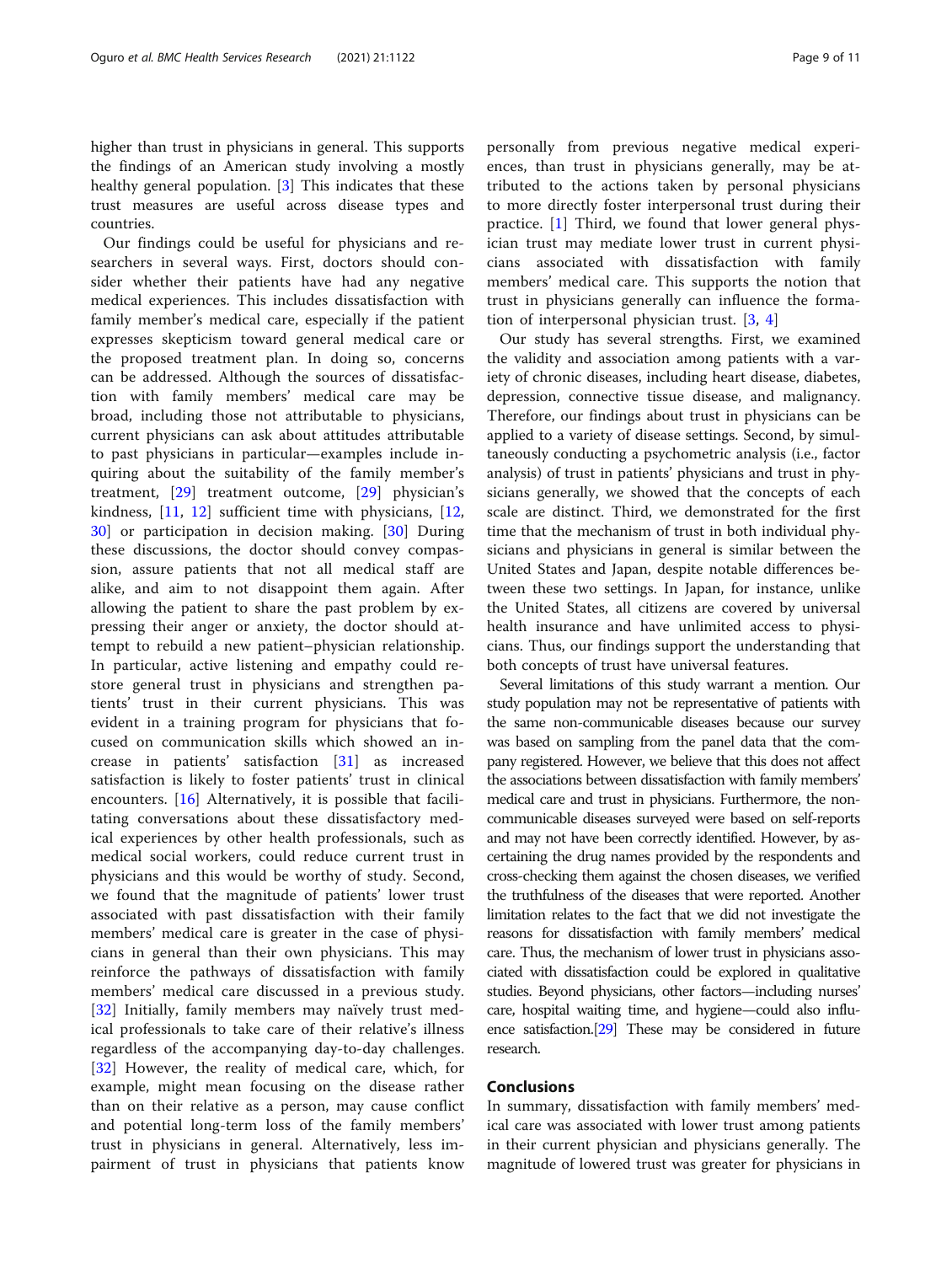higher than trust in physicians in general. This supports the findings of an American study involving a mostly healthy general population. [3] This indicates that these trust measures are useful across disease types and countries.

Our findings could be useful for physicians and researchers in several ways. First, doctors should consider whether their patients have had any negative medical experiences. This includes dissatisfaction with family member's medical care, especially if the patient expresses skepticism toward general medical care or the proposed treatment plan. In doing so, concerns can be addressed. Although the sources of dissatisfaction with family members' medical care may be broad, including those not attributable to physicians, current physicians can ask about attitudes attributable to past physicians in particular—examples include inquiring about the suitability of the family member's treatment, [29] treatment outcome, [29] physician's kindness, [11, 12] sufficient time with physicians, [12, 30] or participation in decision making. [30] During these discussions, the doctor should convey compassion, assure patients that not all medical staff are alike, and aim to not disappoint them again. After allowing the patient to share the past problem by expressing their anger or anxiety, the doctor should attempt to rebuild a new patient–physician relationship. In particular, active listening and empathy could restore general trust in physicians and strengthen patients' trust in their current physicians. This was evident in a training program for physicians that focused on communication skills which showed an increase in patients' satisfaction [31] as increased satisfaction is likely to foster patients' trust in clinical encounters. [16] Alternatively, it is possible that facilitating conversations about these dissatisfactory medical experiences by other health professionals, such as medical social workers, could reduce current trust in physicians and this would be worthy of study. Second, we found that the magnitude of patients' lower trust associated with past dissatisfaction with their family members' medical care is greater in the case of physicians in general than their own physicians. This may reinforce the pathways of dissatisfaction with family members' medical care discussed in a previous study. [32] Initially, family members may naïvely trust medical professionals to take care of their relative's illness regardless of the accompanying day-to-day challenges. [32] However, the reality of medical care, which, for example, might mean focusing on the disease rather than on their relative as a person, may cause conflict and potential long-term loss of the family members' trust in physicians in general. Alternatively, less impairment of trust in physicians that patients know personally from previous negative medical experiences, than trust in physicians generally, may be attributed to the actions taken by personal physicians to more directly foster interpersonal trust during their practice. [1] Third, we found that lower general physician trust may mediate lower trust in current physicians associated with dissatisfaction with family members' medical care. This supports the notion that trust in physicians generally can influence the formation of interpersonal physician trust. [3, 4]

Our study has several strengths. First, we examined the validity and association among patients with a variety of chronic diseases, including heart disease, diabetes, depression, connective tissue disease, and malignancy. Therefore, our findings about trust in physicians can be applied to a variety of disease settings. Second, by simultaneously conducting a psychometric analysis (i.e., factor analysis) of trust in patients' physicians and trust in physicians generally, we showed that the concepts of each scale are distinct. Third, we demonstrated for the first time that the mechanism of trust in both individual physicians and physicians in general is similar between the United States and Japan, despite notable differences between these two settings. In Japan, for instance, unlike the United States, all citizens are covered by universal health insurance and have unlimited access to physicians. Thus, our findings support the understanding that both concepts of trust have universal features.

Several limitations of this study warrant a mention. Our study population may not be representative of patients with the same non-communicable diseases because our survey was based on sampling from the panel data that the company registered. However, we believe that this does not affect the associations between dissatisfaction with family members' medical care and trust in physicians. Furthermore, the non-communicable diseases surveyed were based on self-reports and may not have been correctly identified. However, by ascertaining the drug names provided by the respondents and cross-checking them against the chosen diseases, we verified the truthfulness of the diseases that were reported. Another limitation relates to the fact that we did not investigate the reasons for dissatisfaction with family members' medical care. Thus, the mechanism of lower trust in physicians associated with dissatisfaction could be explored in qualitative studies. Beyond physicians, other factors—including nurses' care, hospital waiting time, and hygiene—could also influence satisfaction.[29] These may be considered in future research.

## Conclusions

In summary, dissatisfaction with family members' medical care was associated with lower trust among patients in their current physician and physicians generally. The magnitude of lowered trust was greater for physicians in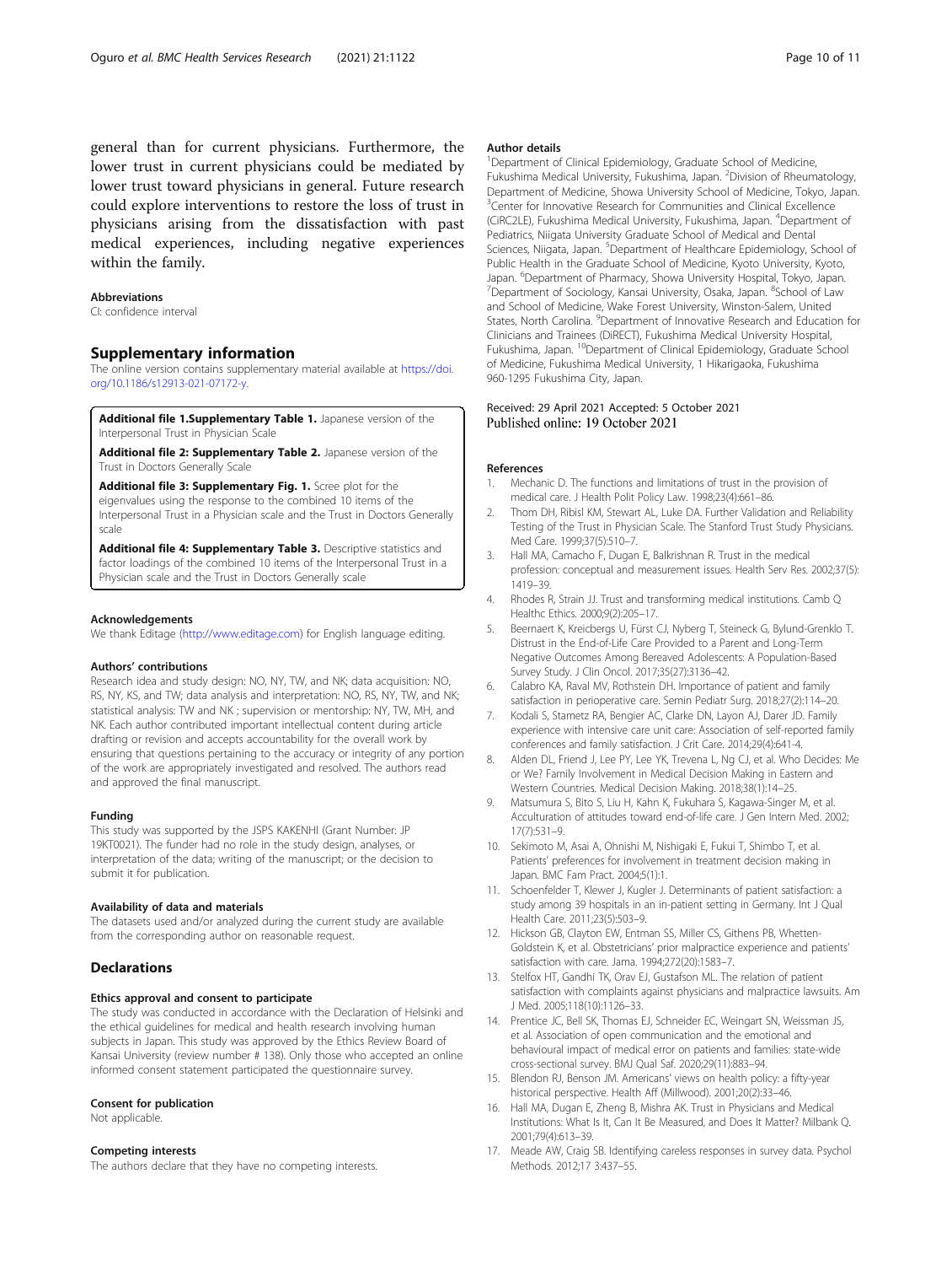general than for current physicians. Furthermore, the lower trust in current physicians could be mediated by lower trust toward physicians in general. Future research could explore interventions to restore the loss of trust in physicians arising from the dissatisfaction with past medical experiences, including negative experiences within the family.

### Abbreviations

CI: confidence interval

## Supplementary information

The online version contains supplementary material available at https://doi.org/10.1186/s12913-021-07172-y.

**Additional file 1.Supplementary Table 1.** Japanese version of the Interpersonal Trust in Physician Scale

**Additional file 2: Supplementary Table 2.** Japanese version of the Trust in Doctors Generally Scale

**Additional file 3: Supplementary Fig. 1.** Scree plot for the eigenvalues using the response to the combined 10 items of the Interpersonal Trust in a Physician scale and the Trust in Doctors Generally scale

**Additional file 4: Supplementary Table 3.** Descriptive statistics and factor loadings of the combined 10 items of the Interpersonal Trust in a Physician scale and the Trust in Doctors Generally scale

### Acknowledgements

We thank Editage (http://www.editage.com) for English language editing.

### Authors' contributions

Research idea and study design: NO, NY, TW, and NK; data acquisition: NO, RS, NY, KS, and TW; data analysis and interpretation: NO, RS, NY, TW, and NK; statistical analysis: TW and NK ; supervision or mentorship: NY, TW, MH, and NK. Each author contributed important intellectual content during article drafting or revision and accepts accountability for the overall work by ensuring that questions pertaining to the accuracy or integrity of any portion of the work are appropriately investigated and resolved. The authors read and approved the final manuscript.

### Funding

This study was supported by the JSPS KAKENHI (Grant Number: JP 19KT0021). The funder had no role in the study design, analyses, or interpretation of the data; writing of the manuscript; or the decision to submit it for publication.

### Availability of data and materials

The datasets used and/or analyzed during the current study are available from the corresponding author on reasonable request.

## Declarations

### Ethics approval and consent to participate

The study was conducted in accordance with the Declaration of Helsinki and the ethical guidelines for medical and health research involving human subjects in Japan. This study was approved by the Ethics Review Board of Kansai University (review number # 138). Only those who accepted an online informed consent statement participated the questionnaire survey.

### Consent for publication

Not applicable.

### Competing interests

The authors declare that they have no competing interests.

### Author details

[1]Department of Clinical Epidemiology, Graduate School of Medicine, Fukushima Medical University, Fukushima, Japan. [2]Division of Rheumatology, Department of Medicine, Showa University School of Medicine, Tokyo, Japan. [3]Center for Innovative Research for Communities and Clinical Excellence (CiRC2LE), Fukushima Medical University, Fukushima, Japan. [4]Department of Pediatrics, Niigata University Graduate School of Medical and Dental Sciences, Niigata, Japan. [5]Department of Healthcare Epidemiology, School of Public Health in the Graduate School of Medicine, Kyoto University, Kyoto, Japan. [6]Department of Pharmacy, Showa University Hospital, Tokyo, Japan. [7]Department of Sociology, Kansai University, Osaka, Japan. [8]School of Law and School of Medicine, Wake Forest University, Winston-Salem, United States, North Carolina. [9]Department of Innovative Research and Education for Clinicians and Trainees (DiRECT), Fukushima Medical University Hospital, Fukushima, Japan. [10]Department of Clinical Epidemiology, Graduate School of Medicine, Fukushima Medical University, 1 Hikarigaoka, Fukushima 960-1295 Fukushima City, Japan.

Received: 29 April 2021 Accepted: 5 October 2021
Published online: 19 October 2021

### References

1. Mechanic D. The functions and limitations of trust in the provision of medical care. J Health Polit Policy Law. 1998;23(4):661–86.
2. Thom DH, Ribisl KM, Stewart AL, Luke DA. Further Validation and Reliability Testing of the Trust in Physician Scale. The Stanford Trust Study Physicians. Med Care. 1999;37(5):510–7.
3. Hall MA, Camacho F, Dugan E, Balkrishnan R. Trust in the medical profession: conceptual and measurement issues. Health Serv Res. 2002;37(5): 1419–39.
4. Rhodes R, Strain JJ. Trust and transforming medical institutions. Camb Q Healthc Ethics. 2000;9(2):205–17.
5. Beernaert K, Kreicbergs U, Fürst CJ, Nyberg T, Steineck G, Bylund-Grenklo T. Distrust in the End-of-Life Care Provided to a Parent and Long-Term Negative Outcomes Among Bereaved Adolescents: A Population-Based Survey Study. J Clin Oncol. 2017;35(27):3136–42.
6. Calabro KA, Raval MV, Rothstein DH. Importance of patient and family satisfaction in perioperative care. Semin Pediatr Surg. 2018;27(2):114–20.
7. Kodali S, Stametz RA, Bengier AC, Clarke DN, Layon AJ, Darer JD. Family experience with intensive care unit care: Association of self-reported family conferences and family satisfaction. J Crit Care. 2014;29(4):641-4.
8. Alden DL, Friend J, Lee PY, Lee YK, Trevena L, Ng CJ, et al. Who Decides: Me or We? Family Involvement in Medical Decision Making in Eastern and Western Countries. Medical Decision Making. 2018;38(1):14–25.
9. Matsumura S, Bito S, Liu H, Kahn K, Fukuhara S, Kagawa-Singer M, et al. Acculturation of attitudes toward end-of-life care. J Gen Intern Med. 2002; 17(7):531–9.
10. Sekimoto M, Asai A, Ohnishi M, Nishigaki E, Fukui T, Shimbo T, et al. Patients' preferences for involvement in treatment decision making in Japan. BMC Fam Pract. 2004;5(1):1.
11. Schoenfelder T, Klewer J, Kugler J. Determinants of patient satisfaction: a study among 39 hospitals in an in-patient setting in Germany. Int J Qual Health Care. 2011;23(5):503–9.
12. Hickson GB, Clayton EW, Entman SS, Miller CS, Githens PB, Whetten-Goldstein K, et al. Obstetricians' prior malpractice experience and patients' satisfaction with care. Jama. 1994;272(20):1583–7.
13. Stelfox HT, Gandhi TK, Orav EJ, Gustafson ML. The relation of patient satisfaction with complaints against physicians and malpractice lawsuits. Am J Med. 2005;118(10):1126–33.
14. Prentice JC, Bell SK, Thomas EJ, Schneider EC, Weingart SN, Weissman JS, et al. Association of open communication and the emotional and behavioural impact of medical error on patients and families: state-wide cross-sectional survey. BMJ Qual Saf. 2020;29(11):883–94.
15. Blendon RJ, Benson JM. Americans' views on health policy: a fifty-year historical perspective. Health Aff (Millwood). 2001;20(2):33–46.
16. Hall MA, Dugan E, Zheng B, Mishra AK. Trust in Physicians and Medical Institutions: What Is It, Can It Be Measured, and Does It Matter? Milbank Q. 2001;79(4):613–39.
17. Meade AW, Craig SB. Identifying careless responses in survey data. Psychol Methods. 2012;17 3:437–55.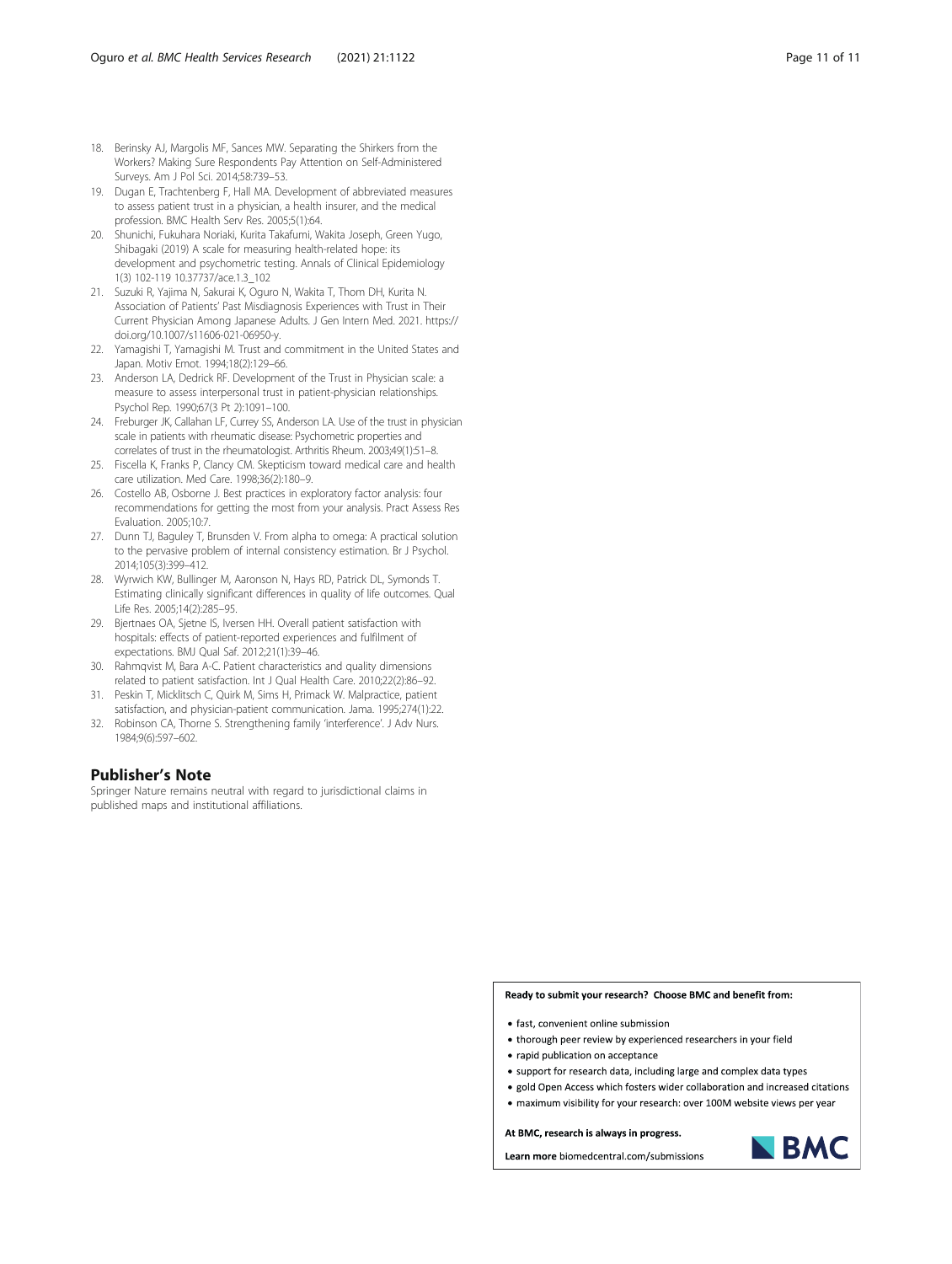18. Berinsky AJ, Margolis MF, Sances MW. Separating the Shirkers from the Workers? Making Sure Respondents Pay Attention on Self-Administered Surveys. Am J Pol Sci. 2014;58:739–53.
19. Dugan E, Trachtenberg F, Hall MA. Development of abbreviated measures to assess patient trust in a physician, a health insurer, and the medical profession. BMC Health Serv Res. 2005;5(1):64.
20. Shunichi, Fukuhara Noriaki, Kurita Takafumi, Wakita Joseph, Green Yugo, Shibagaki (2019) A scale for measuring health-related hope: its development and psychometric testing. Annals of Clinical Epidemiology 1(3) 102-119 10.37737/ace.1.3_102
21. Suzuki R, Yajima N, Sakurai K, Oguro N, Wakita T, Thom DH, Kurita N. Association of Patients' Past Misdiagnosis Experiences with Trust in Their Current Physician Among Japanese Adults. J Gen Intern Med. 2021. https://doi.org/10.1007/s11606-021-06950-y.
22. Yamagishi T, Yamagishi M. Trust and commitment in the United States and Japan. Motiv Emot. 1994;18(2):129–66.
23. Anderson LA, Dedrick RF. Development of the Trust in Physician scale: a measure to assess interpersonal trust in patient-physician relationships. Psychol Rep. 1990;67(3 Pt 2):1091–100.
24. Freburger JK, Callahan LF, Currey SS, Anderson LA. Use of the trust in physician scale in patients with rheumatic disease: Psychometric properties and correlates of trust in the rheumatologist. Arthritis Rheum. 2003;49(1):51–8.
25. Fiscella K, Franks P, Clancy CM. Skepticism toward medical care and health care utilization. Med Care. 1998;36(2):180–9.
26. Costello AB, Osborne J. Best practices in exploratory factor analysis: four recommendations for getting the most from your analysis. Pract Assess Res Evaluation. 2005;10:7.
27. Dunn TJ, Baguley T, Brunsden V. From alpha to omega: A practical solution to the pervasive problem of internal consistency estimation. Br J Psychol. 2014;105(3):399–412.
28. Wyrwich KW, Bullinger M, Aaronson N, Hays RD, Patrick DL, Symonds T. Estimating clinically significant differences in quality of life outcomes. Qual Life Res. 2005;14(2):285–95.
29. Bjertnaes OA, Sjetne IS, Iversen HH. Overall patient satisfaction with hospitals: effects of patient-reported experiences and fulfilment of expectations. BMJ Qual Saf. 2012;21(1):39–46.
30. Rahmqvist M, Bara A-C. Patient characteristics and quality dimensions related to patient satisfaction. Int J Qual Health Care. 2010;22(2):86–92.
31. Peskin T, Micklitsch C, Quirk M, Sims H, Primack W. Malpractice, patient satisfaction, and physician-patient communication. Jama. 1995;274(1):22.
32. Robinson CA, Thorne S. Strengthening family 'interference'. J Adv Nurs. 1984;9(6):597–602.

## Publisher's Note

Springer Nature remains neutral with regard to jurisdictional claims in published maps and institutional affiliations.

**Ready to submit your research? Choose BMC and benefit from:**

- fast, convenient online submission
- thorough peer review by experienced researchers in your field
- rapid publication on acceptance
- support for research data, including large and complex data types
- gold Open Access which fosters wider collaboration and increased citations
- maximum visibility for your research: over 100M website views per year

**At BMC, research is always in progress.**

**Learn more** biomedcentral.com/submissions

BMC